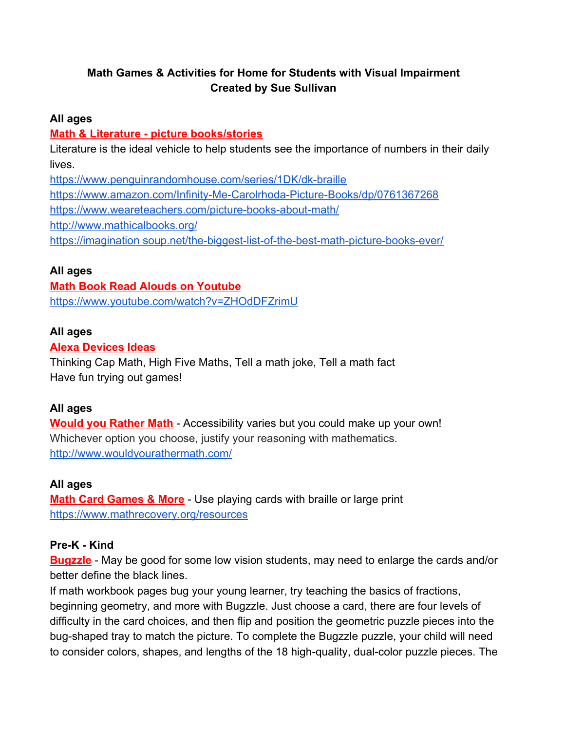# Math Games & Activities for Home for Students with Visual Impairment
## Created by Sue Sullivan

**All ages**

**Math & Literature - picture books/stories**

Literature is the ideal vehicle to help students see the importance of numbers in their daily lives.

https://www.penguinrandomhouse.com/series/1DK/dk-braille
https://www.amazon.com/Infinity-Me-Carolrhoda-Picture-Books/dp/0761367268
https://www.weareteachers.com/picture-books-about-math/
http://www.mathicalbooks.org/
https://imagination soup.net/the-biggest-list-of-the-best-math-picture-books-ever/

**All ages**

**Math Book Read Alouds on Youtube**

https://www.youtube.com/watch?v=ZHOdDFZrimU

**All ages**

**Alexa Devices Ideas**

Thinking Cap Math, High Five Maths, Tell a math joke, Tell a math fact
Have fun trying out games!

**All ages**

**Would you Rather Math** - Accessibility varies but you could make up your own!
Whichever option you choose, justify your reasoning with mathematics.
http://www.wouldyourathermath.com/

**All ages**

**Math Card Games & More** - Use playing cards with braille or large print
https://www.mathrecovery.org/resources

**Pre-K - Kind**

**Bugzzle** - May be good for some low vision students, may need to enlarge the cards and/or better define the black lines.

If math workbook pages bug your young learner, try teaching the basics of fractions, beginning geometry, and more with Bugzzle. Just choose a card, there are four levels of difficulty in the card choices, and then flip and position the geometric puzzle pieces into the bug-shaped tray to match the picture. To complete the Bugzzle puzzle, your child will need to consider colors, shapes, and lengths of the 18 high-quality, dual-color puzzle pieces. The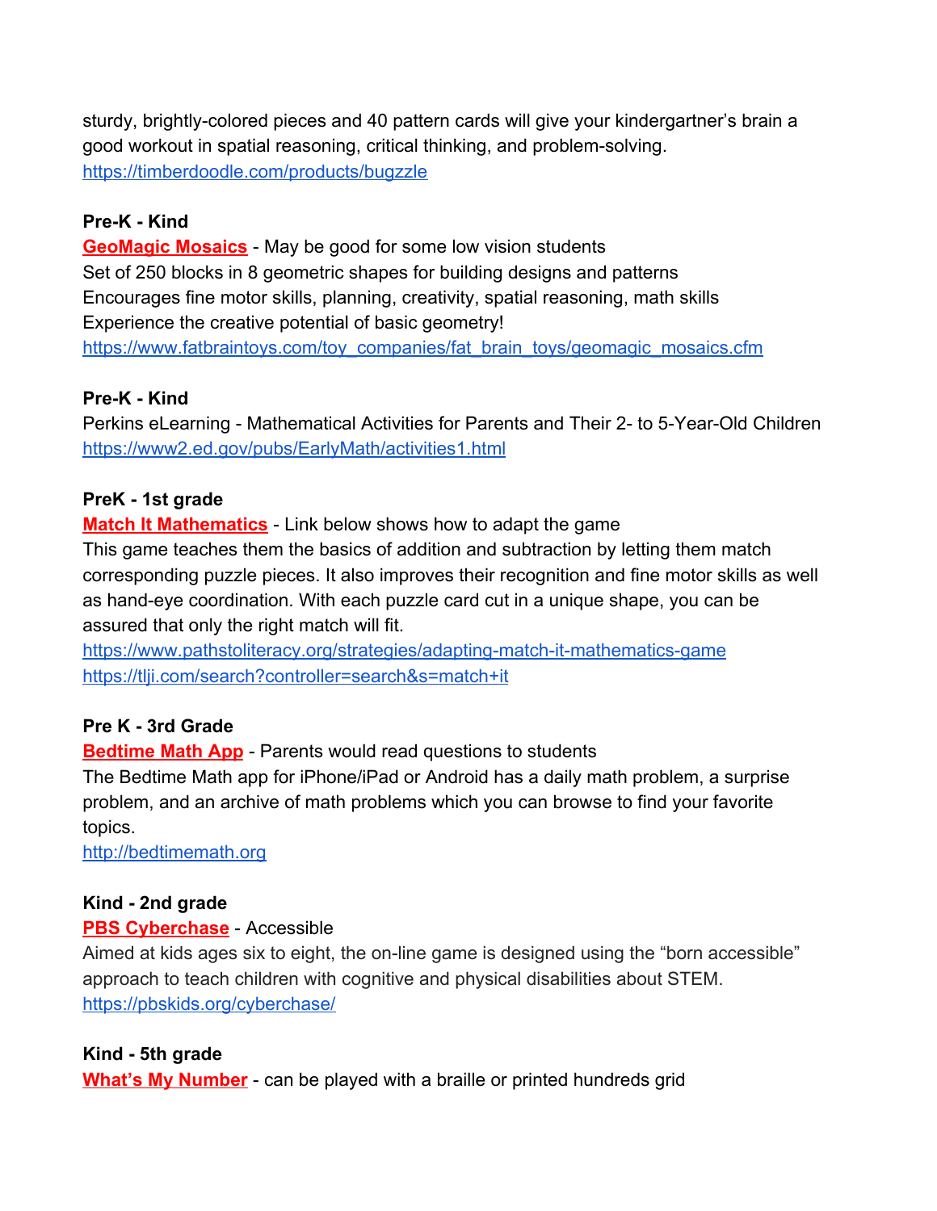sturdy, brightly-colored pieces and 40 pattern cards will give your kindergartner's brain a good workout in spatial reasoning, critical thinking, and problem-solving.
https://timberdoodle.com/products/bugzzle

**Pre-K - Kind**

**GeoMagic Mosaics** - May be good for some low vision students
Set of 250 blocks in 8 geometric shapes for building designs and patterns
Encourages fine motor skills, planning, creativity, spatial reasoning, math skills
Experience the creative potential of basic geometry!
https://www.fatbraintoys.com/toy_companies/fat_brain_toys/geomagic_mosaics.cfm

**Pre-K - Kind**

Perkins eLearning - Mathematical Activities for Parents and Their 2- to 5-Year-Old Children
https://www2.ed.gov/pubs/EarlyMath/activities1.html

**PreK - 1st grade**

**Match It Mathematics** - Link below shows how to adapt the game
This game teaches them the basics of addition and subtraction by letting them match corresponding puzzle pieces. It also improves their recognition and fine motor skills as well as hand-eye coordination. With each puzzle card cut in a unique shape, you can be assured that only the right match will fit.
https://www.pathstoliteracy.org/strategies/adapting-match-it-mathematics-game
https://tlji.com/search?controller=search&s=match+it

**Pre K - 3rd Grade**

**Bedtime Math App** - Parents would read questions to students
The Bedtime Math app for iPhone/iPad or Android has a daily math problem, a surprise problem, and an archive of math problems which you can browse to find your favorite topics.
http://bedtimemath.org

**Kind - 2nd grade**

**PBS Cyberchase** - Accessible
Aimed at kids ages six to eight, the on-line game is designed using the "born accessible" approach to teach children with cognitive and physical disabilities about STEM.
https://pbskids.org/cyberchase/

**Kind - 5th grade**

**What's My Number** - can be played with a braille or printed hundreds grid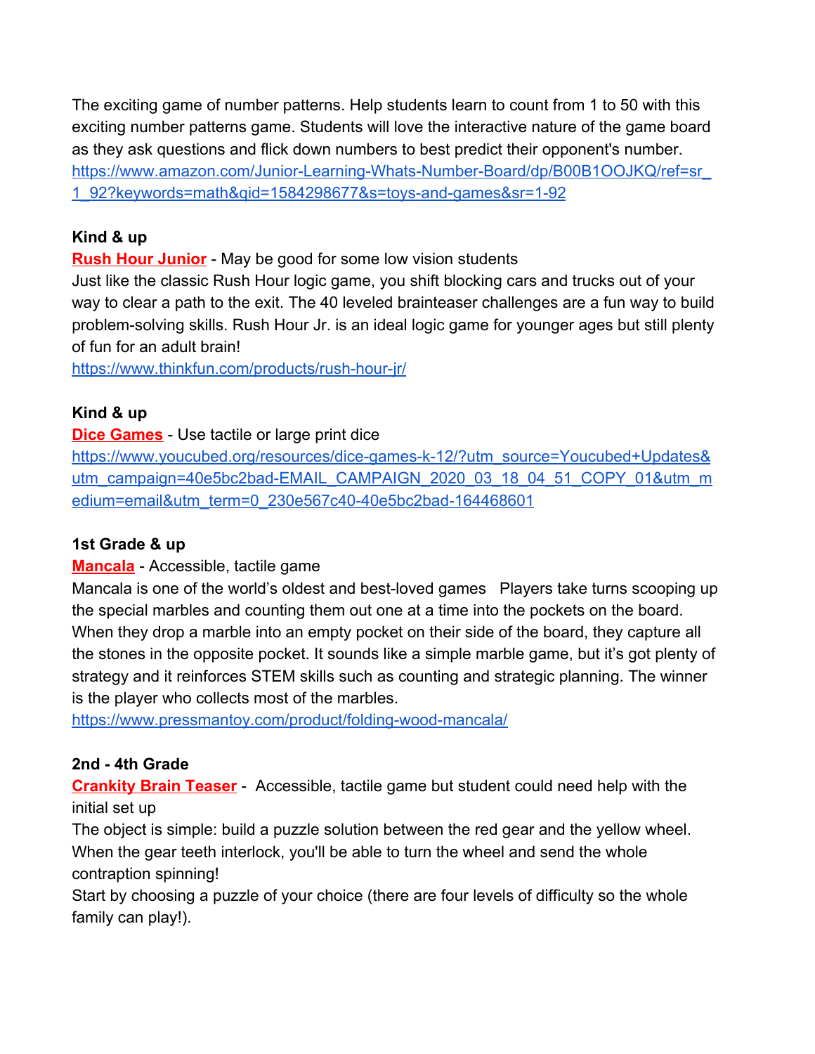The exciting game of number patterns. Help students learn to count from 1 to 50 with this exciting number patterns game. Students will love the interactive nature of the game board as they ask questions and flick down numbers to best predict their opponent's number.
https://www.amazon.com/Junior-Learning-Whats-Number-Board/dp/B00B1OOJKQ/ref=sr_1_92?keywords=math&qid=1584298677&s=toys-and-games&sr=1-92

**Kind & up**
**Rush Hour Junior** - May be good for some low vision students
Just like the classic Rush Hour logic game, you shift blocking cars and trucks out of your way to clear a path to the exit. The 40 leveled brainteaser challenges are a fun way to build problem-solving skills. Rush Hour Jr. is an ideal logic game for younger ages but still plenty of fun for an adult brain!
https://www.thinkfun.com/products/rush-hour-jr/

**Kind & up**
**Dice Games** - Use tactile or large print dice
https://www.youcubed.org/resources/dice-games-k-12/?utm_source=Youcubed+Updates&utm_campaign=40e5bc2bad-EMAIL_CAMPAIGN_2020_03_18_04_51_COPY_01&utm_medium=email&utm_term=0_230e567c40-40e5bc2bad-164468601

**1st Grade & up**
**Mancala** - Accessible, tactile game
Mancala is one of the world's oldest and best-loved games   Players take turns scooping up the special marbles and counting them out one at a time into the pockets on the board. When they drop a marble into an empty pocket on their side of the board, they capture all the stones in the opposite pocket. It sounds like a simple marble game, but it's got plenty of strategy and it reinforces STEM skills such as counting and strategic planning. The winner is the player who collects most of the marbles.
https://www.pressmantoy.com/product/folding-wood-mancala/

**2nd - 4th Grade**
**Crankity Brain Teaser** -  Accessible, tactile game but student could need help with the initial set up
The object is simple: build a puzzle solution between the red gear and the yellow wheel. When the gear teeth interlock, you'll be able to turn the wheel and send the whole contraption spinning!
Start by choosing a puzzle of your choice (there are four levels of difficulty so the whole family can play!).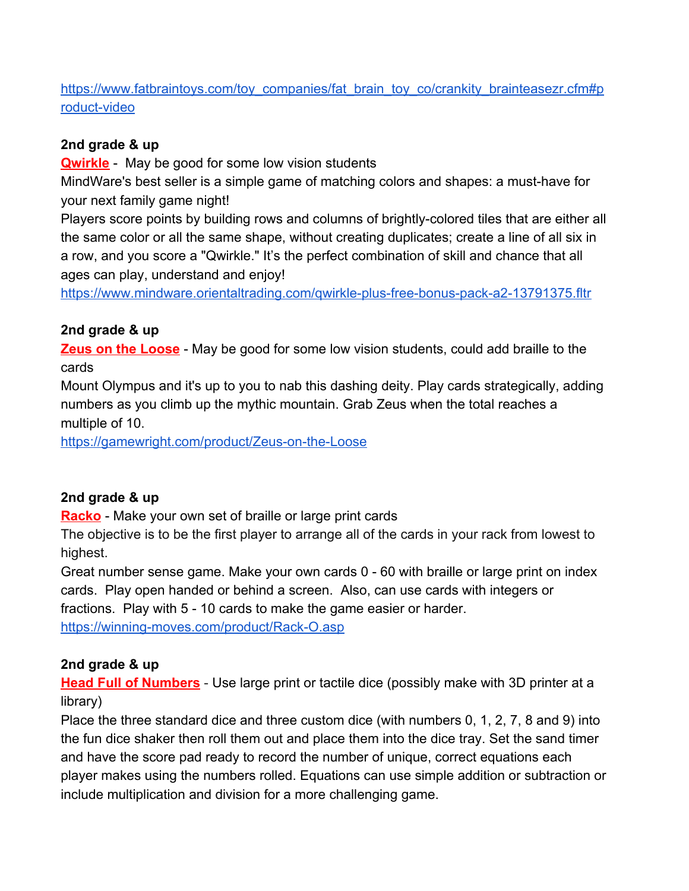https://www.fatbraintoys.com/toy_companies/fat_brain_toy_co/crankity_brainteasezr.cfm#product-video

**2nd grade & up**

**Qwirkle** - May be good for some low vision students

MindWare's best seller is a simple game of matching colors and shapes: a must-have for your next family game night!

Players score points by building rows and columns of brightly-colored tiles that are either all the same color or all the same shape, without creating duplicates; create a line of all six in a row, and you score a "Qwirkle." It's the perfect combination of skill and chance that all ages can play, understand and enjoy!

https://www.mindware.orientaltrading.com/qwirkle-plus-free-bonus-pack-a2-13791375.fltr

**2nd grade & up**

**Zeus on the Loose** - May be good for some low vision students, could add braille to the cards

Mount Olympus and it's up to you to nab this dashing deity. Play cards strategically, adding numbers as you climb up the mythic mountain. Grab Zeus when the total reaches a multiple of 10.

https://gamewright.com/product/Zeus-on-the-Loose

**2nd grade & up**

**Racko** - Make your own set of braille or large print cards

The objective is to be the first player to arrange all of the cards in your rack from lowest to highest.

Great number sense game. Make your own cards 0 - 60 with braille or large print on index cards. Play open handed or behind a screen. Also, can use cards with integers or fractions. Play with 5 - 10 cards to make the game easier or harder.

https://winning-moves.com/product/Rack-O.asp

**2nd grade & up**

**Head Full of Numbers** - Use large print or tactile dice (possibly make with 3D printer at a library)

Place the three standard dice and three custom dice (with numbers 0, 1, 2, 7, 8 and 9) into the fun dice shaker then roll them out and place them into the dice tray. Set the sand timer and have the score pad ready to record the number of unique, correct equations each player makes using the numbers rolled. Equations can use simple addition or subtraction or include multiplication and division for a more challenging game.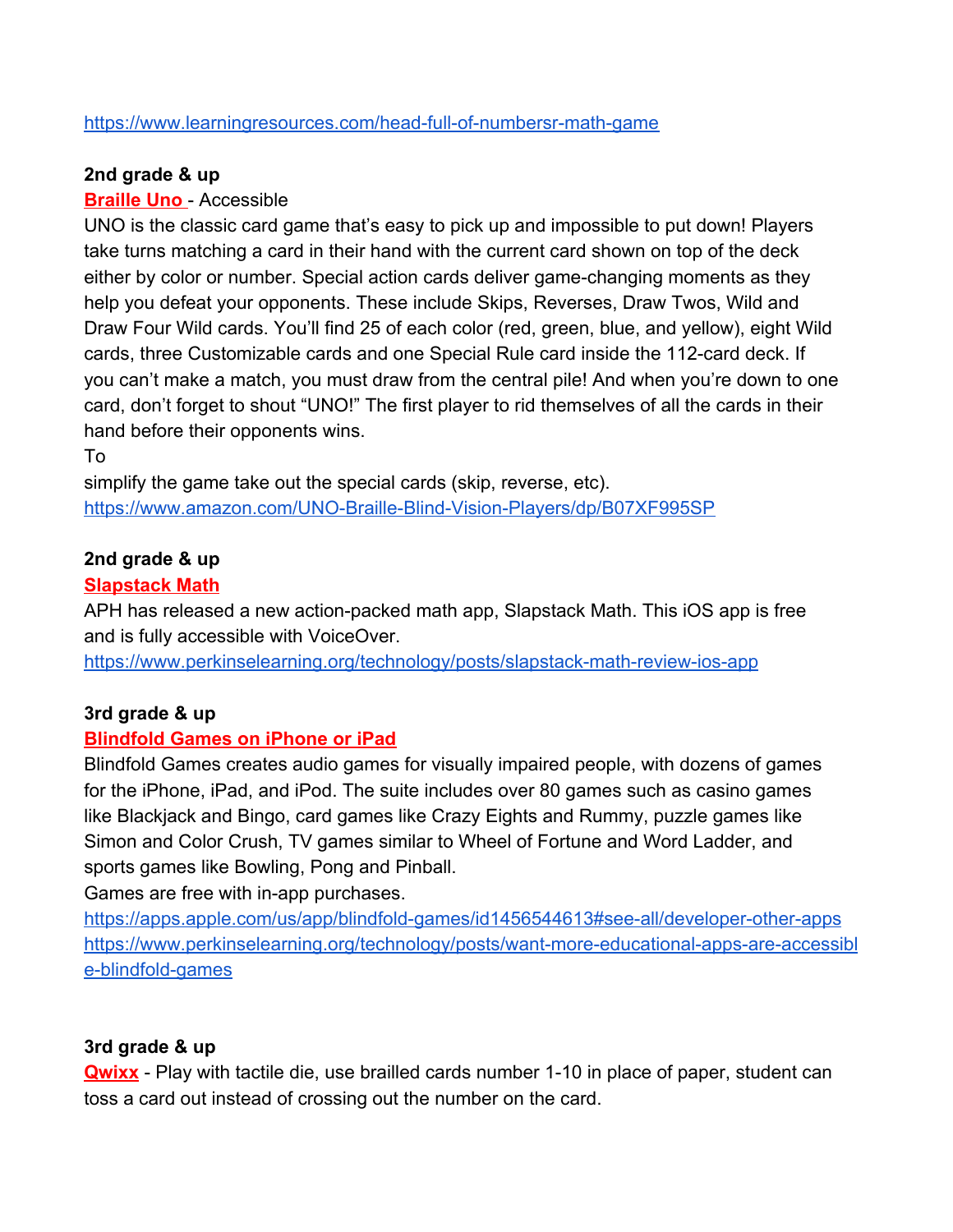https://www.learningresources.com/head-full-of-numbersr-math-game

**2nd grade & up**

**Braille Uno** - Accessible

UNO is the classic card game that's easy to pick up and impossible to put down! Players take turns matching a card in their hand with the current card shown on top of the deck either by color or number. Special action cards deliver game-changing moments as they help you defeat your opponents. These include Skips, Reverses, Draw Twos, Wild and Draw Four Wild cards. You'll find 25 of each color (red, green, blue, and yellow), eight Wild cards, three Customizable cards and one Special Rule card inside the 112-card deck. If you can't make a match, you must draw from the central pile! And when you're down to one card, don't forget to shout "UNO!" The first player to rid themselves of all the cards in their hand before their opponents wins.

To
simplify the game take out the special cards (skip, reverse, etc).

https://www.amazon.com/UNO-Braille-Blind-Vision-Players/dp/B07XF995SP

**2nd grade & up**

**Slapstack Math**

APH has released a new action-packed math app, Slapstack Math. This iOS app is free and is fully accessible with VoiceOver.

https://www.perkinselearning.org/technology/posts/slapstack-math-review-ios-app

**3rd grade & up**

**Blindfold Games on iPhone or iPad**

Blindfold Games creates audio games for visually impaired people, with dozens of games for the iPhone, iPad, and iPod. The suite includes over 80 games such as casino games like Blackjack and Bingo, card games like Crazy Eights and Rummy, puzzle games like Simon and Color Crush, TV games similar to Wheel of Fortune and Word Ladder, and sports games like Bowling, Pong and Pinball.

Games are free with in-app purchases.

https://apps.apple.com/us/app/blindfold-games/id1456544613#see-all/developer-other-apps
https://www.perkinselearning.org/technology/posts/want-more-educational-apps-are-accessible-blindfold-games

**3rd grade & up**

**Qwixx** - Play with tactile die, use brailled cards number 1-10 in place of paper, student can toss a card out instead of crossing out the number on the card.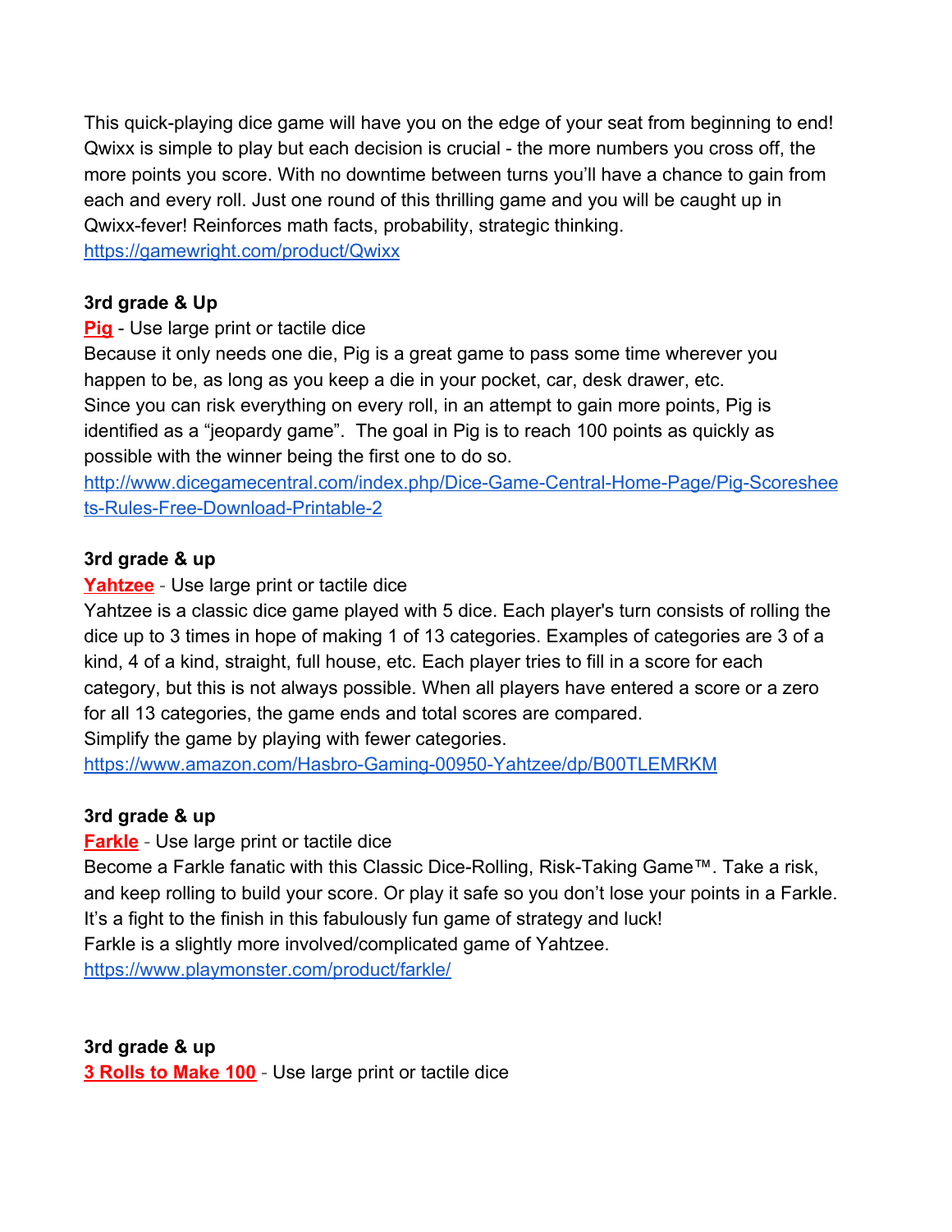This quick-playing dice game will have you on the edge of your seat from beginning to end! Qwixx is simple to play but each decision is crucial - the more numbers you cross off, the more points you score. With no downtime between turns you'll have a chance to gain from each and every roll. Just one round of this thrilling game and you will be caught up in Qwixx-fever! Reinforces math facts, probability, strategic thinking.
https://gamewright.com/product/Qwixx

**3rd grade & Up**

**Pig** - Use large print or tactile dice
Because it only needs one die, Pig is a great game to pass some time wherever you happen to be, as long as you keep a die in your pocket, car, desk drawer, etc.
Since you can risk everything on every roll, in an attempt to gain more points, Pig is identified as a "jeopardy game". The goal in Pig is to reach 100 points as quickly as possible with the winner being the first one to do so.
http://www.dicegamecentral.com/index.php/Dice-Game-Central-Home-Page/Pig-Scoresheets-Rules-Free-Download-Printable-2

**3rd grade & up**

**Yahtzee** - Use large print or tactile dice
Yahtzee is a classic dice game played with 5 dice. Each player's turn consists of rolling the dice up to 3 times in hope of making 1 of 13 categories. Examples of categories are 3 of a kind, 4 of a kind, straight, full house, etc. Each player tries to fill in a score for each category, but this is not always possible. When all players have entered a score or a zero for all 13 categories, the game ends and total scores are compared.
Simplify the game by playing with fewer categories.
https://www.amazon.com/Hasbro-Gaming-00950-Yahtzee/dp/B00TLEMRKM

**3rd grade & up**

**Farkle** - Use large print or tactile dice
Become a Farkle fanatic with this Classic Dice-Rolling, Risk-Taking Game™. Take a risk, and keep rolling to build your score. Or play it safe so you don't lose your points in a Farkle. It's a fight to the finish in this fabulously fun game of strategy and luck!
Farkle is a slightly more involved/complicated game of Yahtzee.
https://www.playmonster.com/product/farkle/

**3rd grade & up**

**3 Rolls to Make 100** - Use large print or tactile dice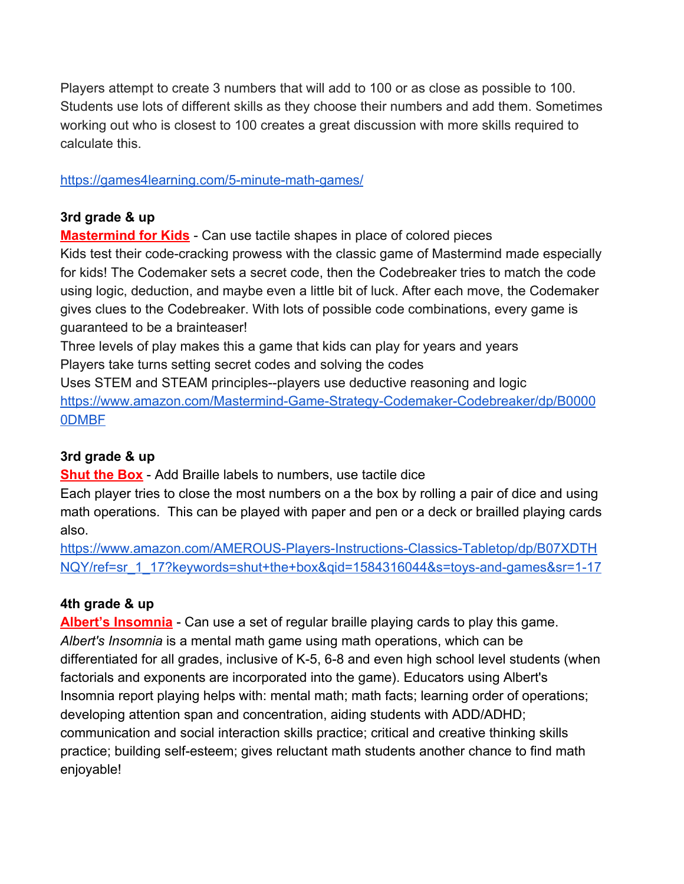Players attempt to create 3 numbers that will add to 100 or as close as possible to 100. Students use lots of different skills as they choose their numbers and add them. Sometimes working out who is closest to 100 creates a great discussion with more skills required to calculate this.

https://games4learning.com/5-minute-math-games/

**3rd grade & up**

**Mastermind for Kids** - Can use tactile shapes in place of colored pieces

Kids test their code-cracking prowess with the classic game of Mastermind made especially for kids! The Codemaker sets a secret code, then the Codebreaker tries to match the code using logic, deduction, and maybe even a little bit of luck. After each move, the Codemaker gives clues to the Codebreaker. With lots of possible code combinations, every game is guaranteed to be a brainteaser!

Three levels of play makes this a game that kids can play for years and years

Players take turns setting secret codes and solving the codes

Uses STEM and STEAM principles--players use deductive reasoning and logic

https://www.amazon.com/Mastermind-Game-Strategy-Codemaker-Codebreaker/dp/B00000DMBF

**3rd grade & up**

**Shut the Box** - Add Braille labels to numbers, use tactile dice

Each player tries to close the most numbers on a the box by rolling a pair of dice and using math operations. This can be played with paper and pen or a deck or brailled playing cards also.

https://www.amazon.com/AMEROUS-Players-Instructions-Classics-Tabletop/dp/B07XDTHNQY/ref=sr_1_17?keywords=shut+the+box&qid=1584316044&s=toys-and-games&sr=1-17

**4th grade & up**

**Albert's Insomnia** - Can use a set of regular braille playing cards to play this game.

*Albert's Insomnia* is a mental math game using math operations, which can be differentiated for all grades, inclusive of K-5, 6-8 and even high school level students (when factorials and exponents are incorporated into the game). Educators using Albert's Insomnia report playing helps with: mental math; math facts; learning order of operations; developing attention span and concentration, aiding students with ADD/ADHD; communication and social interaction skills practice; critical and creative thinking skills practice; building self-esteem; gives reluctant math students another chance to find math enjoyable!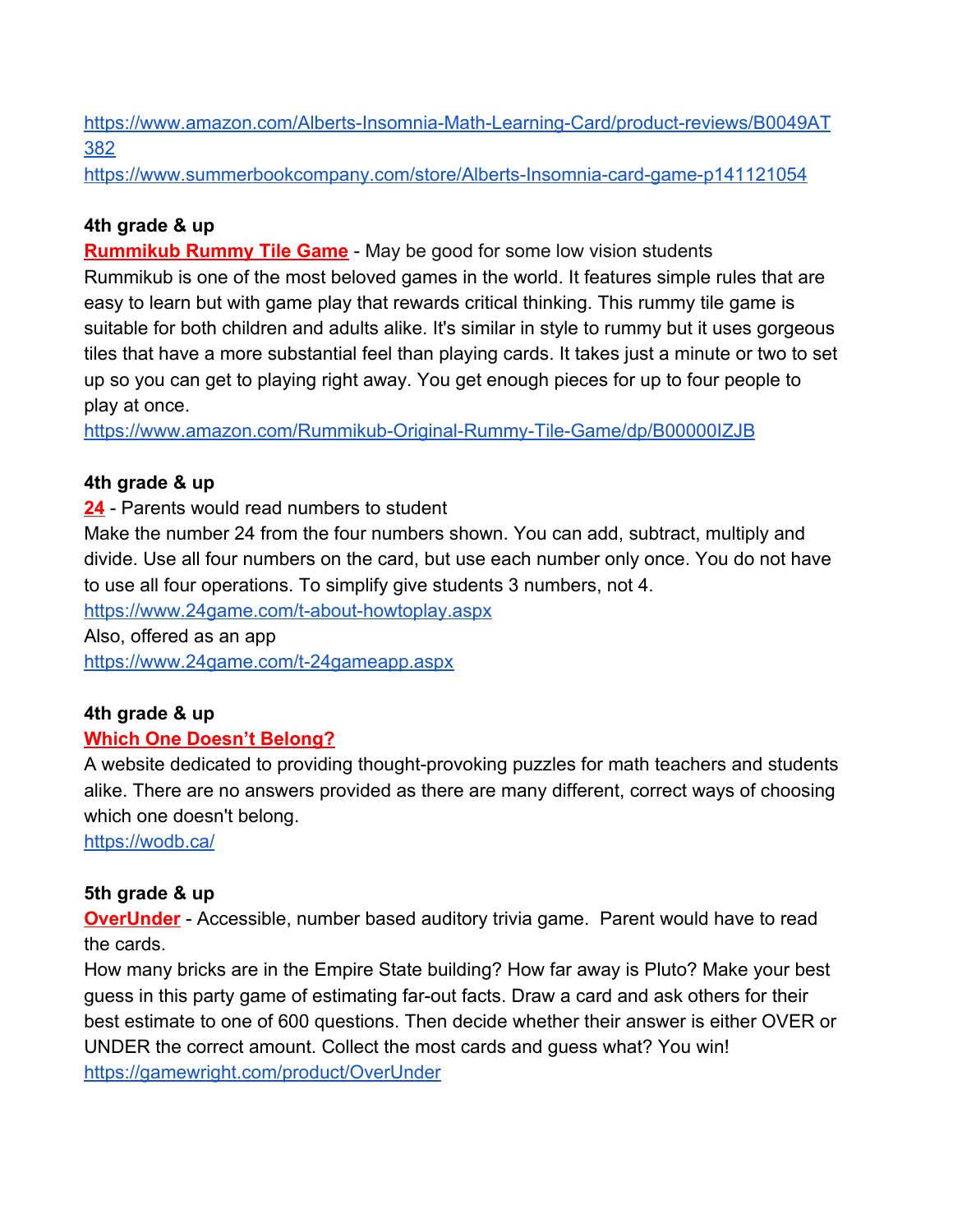https://www.amazon.com/Alberts-Insomnia-Math-Learning-Card/product-reviews/B0049AT382
https://www.summerbookcompany.com/store/Alberts-Insomnia-card-game-p141121054

**4th grade & up**

**Rummikub Rummy Tile Game** - May be good for some low vision students
Rummikub is one of the most beloved games in the world. It features simple rules that are easy to learn but with game play that rewards critical thinking. This rummy tile game is suitable for both children and adults alike. It's similar in style to rummy but it uses gorgeous tiles that have a more substantial feel than playing cards. It takes just a minute or two to set up so you can get to playing right away. You get enough pieces for up to four people to play at once.
https://www.amazon.com/Rummikub-Original-Rummy-Tile-Game/dp/B00000IZJB

**4th grade & up**

**24** - Parents would read numbers to student
Make the number 24 from the four numbers shown. You can add, subtract, multiply and divide. Use all four numbers on the card, but use each number only once. You do not have to use all four operations. To simplify give students 3 numbers, not 4.
https://www.24game.com/t-about-howtoplay.aspx
Also, offered as an app
https://www.24game.com/t-24gameapp.aspx

**4th grade & up**

**Which One Doesn't Belong?**
A website dedicated to providing thought-provoking puzzles for math teachers and students alike. There are no answers provided as there are many different, correct ways of choosing which one doesn't belong.
https://wodb.ca/

**5th grade & up**

**OverUnder** - Accessible, number based auditory trivia game. Parent would have to read the cards.
How many bricks are in the Empire State building? How far away is Pluto? Make your best guess in this party game of estimating far-out facts. Draw a card and ask others for their best estimate to one of 600 questions. Then decide whether their answer is either OVER or UNDER the correct amount. Collect the most cards and guess what? You win!
https://gamewright.com/product/OverUnder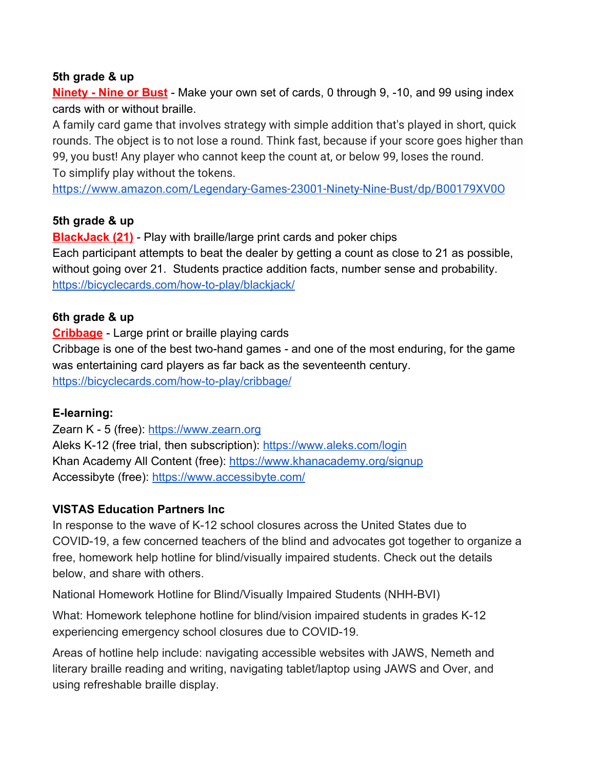**5th grade & up**

**Ninety - Nine or Bust** - Make your own set of cards, 0 through 9, -10, and 99 using index cards with or without braille.

A family card game that involves strategy with simple addition that's played in short, quick rounds. The object is to not lose a round. Think fast, because if your score goes higher than 99, you bust! Any player who cannot keep the count at, or below 99, loses the round.

To simplify play without the tokens.

https://www.amazon.com/Legendary-Games-23001-Ninety-Nine-Bust/dp/B00179XV0O

**5th grade & up**

**BlackJack (21)** - Play with braille/large print cards and poker chips

Each participant attempts to beat the dealer by getting a count as close to 21 as possible, without going over 21. Students practice addition facts, number sense and probability.

https://bicyclecards.com/how-to-play/blackjack/

**6th grade & up**

**Cribbage** - Large print or braille playing cards

Cribbage is one of the best two-hand games - and one of the most enduring, for the game was entertaining card players as far back as the seventeenth century.

https://bicyclecards.com/how-to-play/cribbage/

**E-learning:**

Zearn K - 5 (free): https://www.zearn.org

Aleks K-12 (free trial, then subscription): https://www.aleks.com/login

Khan Academy All Content (free): https://www.khanacademy.org/signup

Accessibyte (free): https://www.accessibyte.com/

**VISTAS Education Partners Inc**

In response to the wave of K-12 school closures across the United States due to COVID-19, a few concerned teachers of the blind and advocates got together to organize a free, homework help hotline for blind/visually impaired students. Check out the details below, and share with others.

National Homework Hotline for Blind/Visually Impaired Students (NHH-BVI)

What: Homework telephone hotline for blind/vision impaired students in grades K-12 experiencing emergency school closures due to COVID-19.

Areas of hotline help include: navigating accessible websites with JAWS, Nemeth and literary braille reading and writing, navigating tablet/laptop using JAWS and Over, and using refreshable braille display.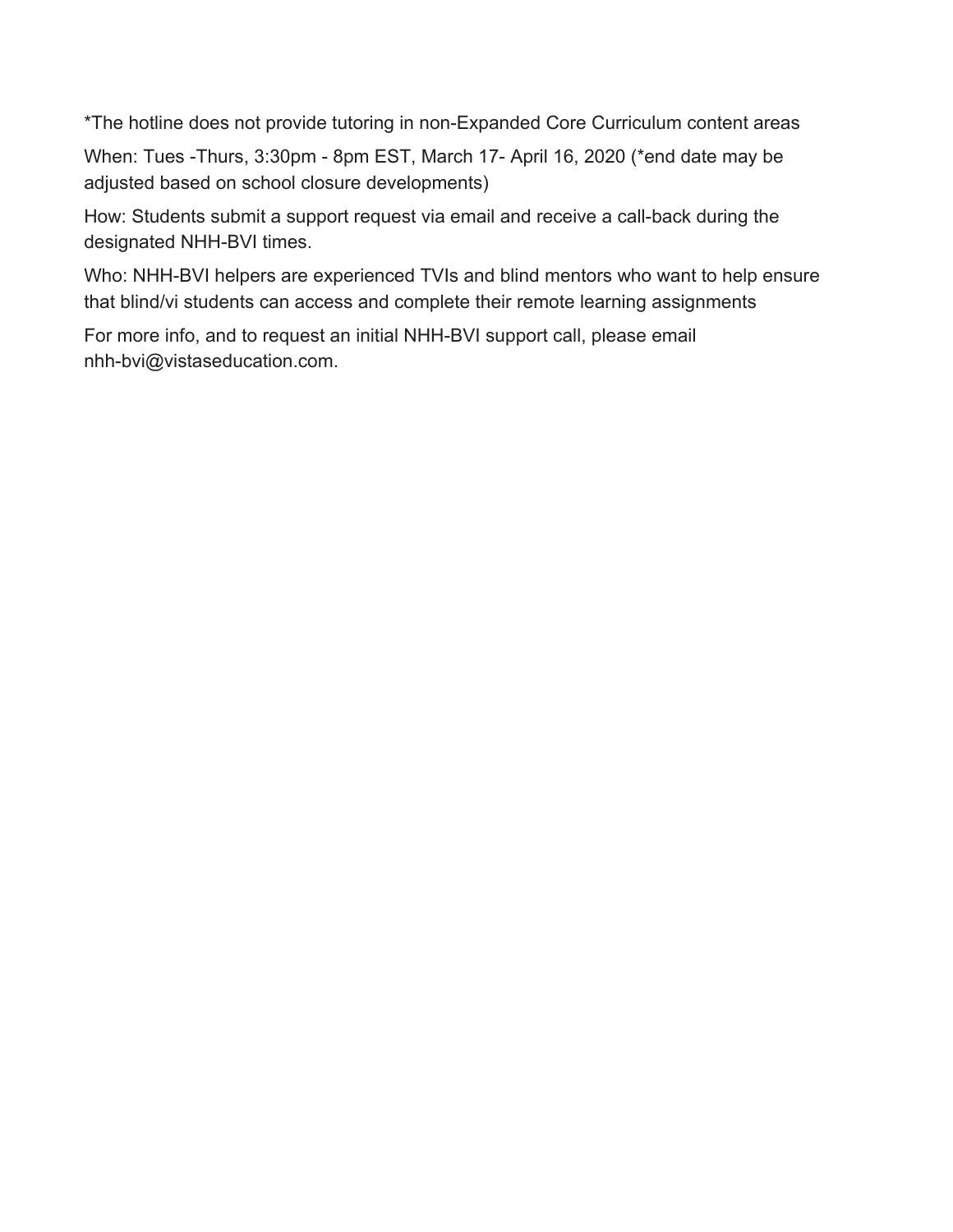*The hotline does not provide tutoring in non-Expanded Core Curriculum content areas

When: Tues -Thurs, 3:30pm - 8pm EST, March 17- April 16, 2020 (*end date may be adjusted based on school closure developments)

How: Students submit a support request via email and receive a call-back during the designated NHH-BVI times.

Who: NHH-BVI helpers are experienced TVIs and blind mentors who want to help ensure that blind/vi students can access and complete their remote learning assignments

For more info, and to request an initial NHH-BVI support call, please email nhh-bvi@vistaseducation.com.